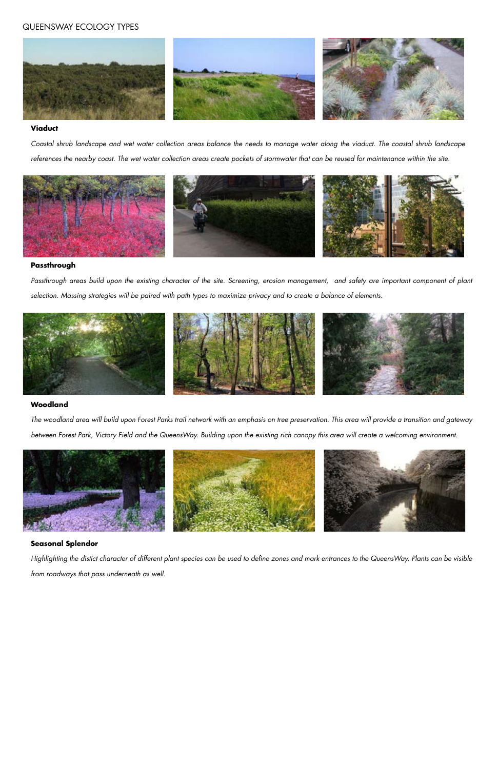QUEENSWAY ECOLOGY TYPES

**Viaduct**

*Coastal shrub landscape and wet water collection areas balance the needs to manage water along the viaduct. The coastal shrub landscape references the nearby coast. The wet water collection areas create pockets of stormwater that can be reused for maintenance within the site.*

**Passthrough**

*Passthrough areas build upon the existing character of the site. Screening, erosion management,  and safety are important component of plant selection. Massing strategies will be paired with path types to maximize privacy and to create a balance of elements.*

**Woodland**

*The woodland area will build upon Forest Parks trail network with an emphasis on tree preservation. This area will provide a transition and gateway between Forest Park, Victory Field and the QueensWay. Building upon the existing rich canopy this area will create a welcoming environment.*

**Seasonal Splendor**

*Highlighting the distict character of different plant species can be used to define zones and mark entrances to the QueensWay. Plants can be visible from roadways that pass underneath as well.*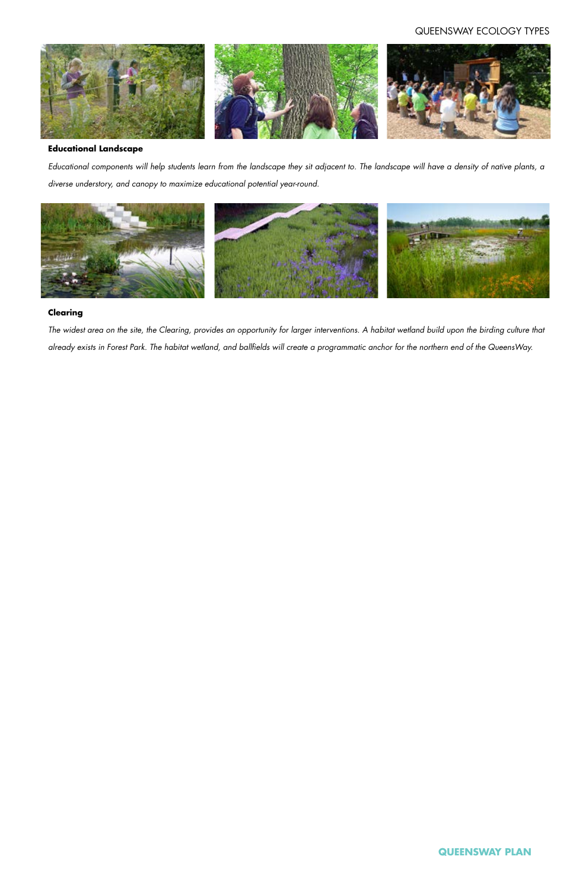### Educational Landscape

*Educational components will help students learn from the landscape they sit adjacent to. The landscape will have a density of native plants, a diverse understory, and canopy to maximize educational potential year-round.*

### Clearing

*The widest area on the site, the Clearing, provides an opportunity for larger interventions. A habitat wetland build upon the birding culture that already exists in Forest Park. The habitat wetland, and ballfields will create a programmatic anchor for the northern end of the QueensWay.*